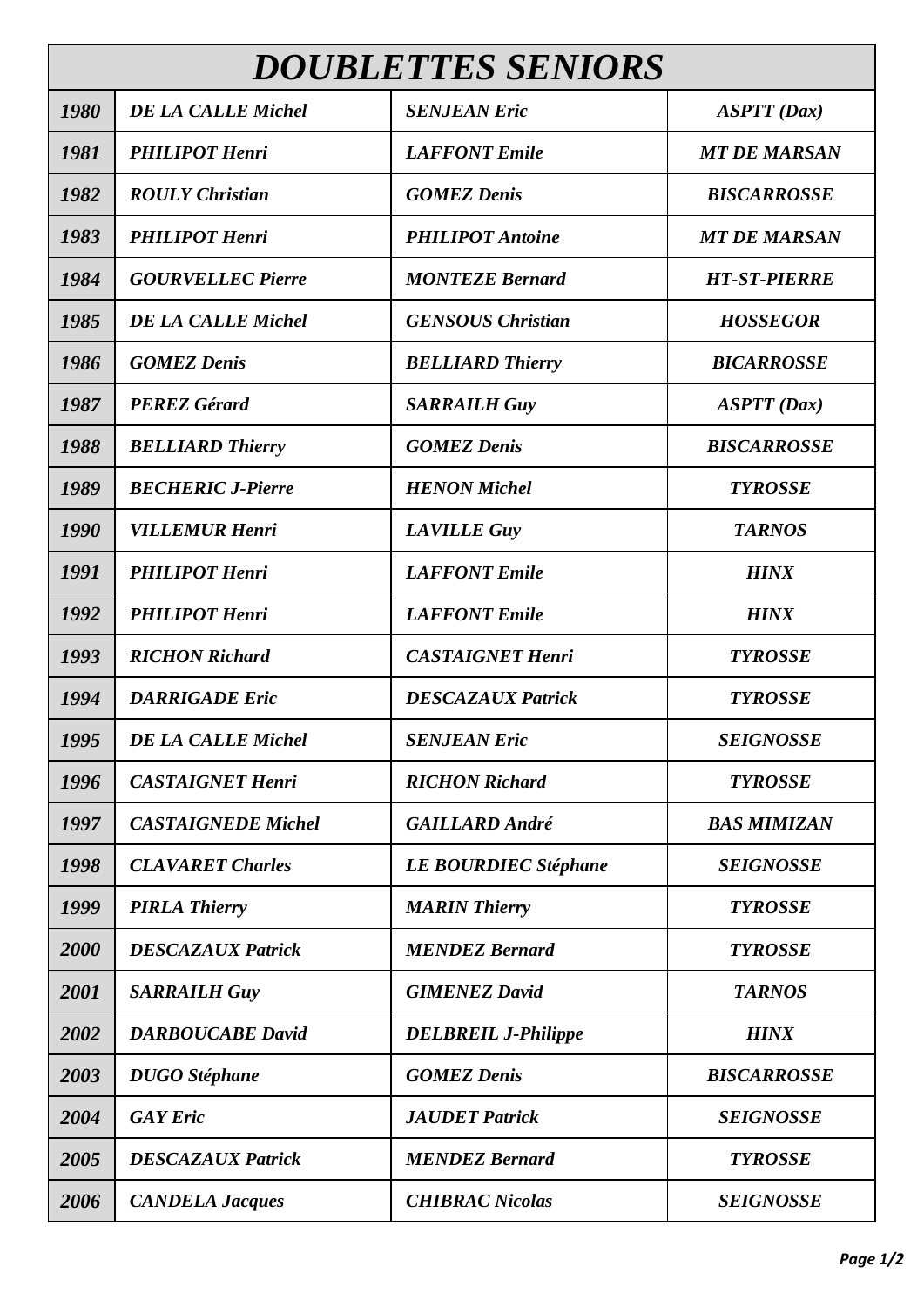# *DOUBLETTES SENIORS*

| | | | |
|---|---|---|---|
| ***1980*** | ***DE LA CALLE Michel*** | ***SENJEAN Eric*** | ***ASPTT (Dax)*** |
| ***1981*** | ***PHILIPOT Henri*** | ***LAFFONT Emile*** | ***MT DE MARSAN*** |
| ***1982*** | ***ROULY Christian*** | ***GOMEZ Denis*** | ***BISCARROSSE*** |
| ***1983*** | ***PHILIPOT Henri*** | ***PHILIPOT Antoine*** | ***MT DE MARSAN*** |
| ***1984*** | ***GOURVELLEC Pierre*** | ***MONTEZE Bernard*** | ***HT-ST-PIERRE*** |
| ***1985*** | ***DE LA CALLE Michel*** | ***GENSOUS Christian*** | ***HOSSEGOR*** |
| ***1986*** | ***GOMEZ Denis*** | ***BELLIARD Thierry*** | ***BICARROSSE*** |
| ***1987*** | ***PEREZ Gérard*** | ***SARRAILH Guy*** | ***ASPTT (Dax)*** |
| ***1988*** | ***BELLIARD Thierry*** | ***GOMEZ Denis*** | ***BISCARROSSE*** |
| ***1989*** | ***BECHERIC J-Pierre*** | ***HENON Michel*** | ***TYROSSE*** |
| ***1990*** | ***VILLEMUR Henri*** | ***LAVILLE Guy*** | ***TARNOS*** |
| ***1991*** | ***PHILIPOT Henri*** | ***LAFFONT Emile*** | ***HINX*** |
| ***1992*** | ***PHILIPOT Henri*** | ***LAFFONT Emile*** | ***HINX*** |
| ***1993*** | ***RICHON Richard*** | ***CASTAIGNET Henri*** | ***TYROSSE*** |
| ***1994*** | ***DARRIGADE Eric*** | ***DESCAZAUX Patrick*** | ***TYROSSE*** |
| ***1995*** | ***DE LA CALLE Michel*** | ***SENJEAN Eric*** | ***SEIGNOSSE*** |
| ***1996*** | ***CASTAIGNET Henri*** | ***RICHON Richard*** | ***TYROSSE*** |
| ***1997*** | ***CASTAIGNEDE Michel*** | ***GAILLARD André*** | ***BAS MIMIZAN*** |
| ***1998*** | ***CLAVARET Charles*** | ***LE BOURDIEC Stéphane*** | ***SEIGNOSSE*** |
| ***1999*** | ***PIRLA Thierry*** | ***MARIN Thierry*** | ***TYROSSE*** |
| ***2000*** | ***DESCAZAUX Patrick*** | ***MENDEZ Bernard*** | ***TYROSSE*** |
| ***2001*** | ***SARRAILH Guy*** | ***GIMENEZ David*** | ***TARNOS*** |
| ***2002*** | ***DARBOUCABE David*** | ***DELBREIL J-Philippe*** | ***HINX*** |
| ***2003*** | ***DUGO Stéphane*** | ***GOMEZ Denis*** | ***BISCARROSSE*** |
| ***2004*** | ***GAY Eric*** | ***JAUDET Patrick*** | ***SEIGNOSSE*** |
| ***2005*** | ***DESCAZAUX Patrick*** | ***MENDEZ Bernard*** | ***TYROSSE*** |
| ***2006*** | ***CANDELA Jacques*** | ***CHIBRAC Nicolas*** | ***SEIGNOSSE*** |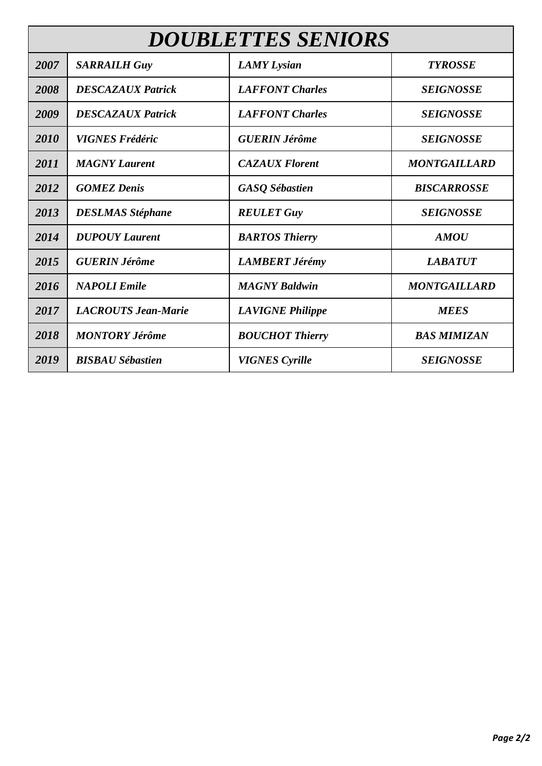| DOUBLETTES SENIORS | | | |
|---|---|---|---|
| ***2007*** | ***SARRAILH Guy*** | ***LAMY Lysian*** | ***TYROSSE*** |
| ***2008*** | ***DESCAZAUX Patrick*** | ***LAFFONT Charles*** | ***SEIGNOSSE*** |
| ***2009*** | ***DESCAZAUX Patrick*** | ***LAFFONT Charles*** | ***SEIGNOSSE*** |
| ***2010*** | ***VIGNES Frédéric*** | ***GUERIN Jérôme*** | ***SEIGNOSSE*** |
| ***2011*** | ***MAGNY Laurent*** | ***CAZAUX Florent*** | ***MONTGAILLARD*** |
| ***2012*** | ***GOMEZ Denis*** | ***GASQ Sébastien*** | ***BISCARROSSE*** |
| ***2013*** | ***DESLMAS Stéphane*** | ***REULET Guy*** | ***SEIGNOSSE*** |
| ***2014*** | ***DUPOUY Laurent*** | ***BARTOS Thierry*** | ***AMOU*** |
| ***2015*** | ***GUERIN Jérôme*** | ***LAMBERT Jérémy*** | ***LABATUT*** |
| ***2016*** | ***NAPOLI Emile*** | ***MAGNY Baldwin*** | ***MONTGAILLARD*** |
| ***2017*** | ***LACROUTS Jean-Marie*** | ***LAVIGNE Philippe*** | ***MEES*** |
| ***2018*** | ***MONTORY Jérôme*** | ***BOUCHOT Thierry*** | ***BAS MIMIZAN*** |
| ***2019*** | ***BISBAU Sébastien*** | ***VIGNES Cyrille*** | ***SEIGNOSSE*** |